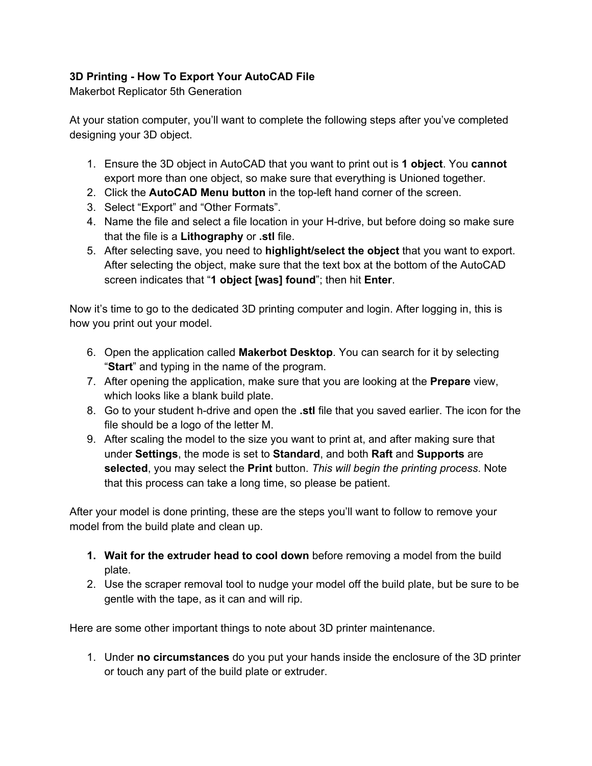**3D Printing - How To Export Your AutoCAD File**

Makerbot Replicator 5th Generation

At your station computer, you'll want to complete the following steps after you've completed designing your 3D object.

1. Ensure the 3D object in AutoCAD that you want to print out is **1 object**. You **cannot** export more than one object, so make sure that everything is Unioned together.
2. Click the **AutoCAD Menu button** in the top-left hand corner of the screen.
3. Select "Export" and "Other Formats".
4. Name the file and select a file location in your H-drive, but before doing so make sure that the file is a **Lithography** or **.stl** file.
5. After selecting save, you need to **highlight/select the object** that you want to export. After selecting the object, make sure that the text box at the bottom of the AutoCAD screen indicates that "**1 object [was] found**"; then hit **Enter**.

Now it's time to go to the dedicated 3D printing computer and login. After logging in, this is how you print out your model.

6. Open the application called **Makerbot Desktop**. You can search for it by selecting "**Start**" and typing in the name of the program.
7. After opening the application, make sure that you are looking at the **Prepare** view, which looks like a blank build plate.
8. Go to your student h-drive and open the **.stl** file that you saved earlier. The icon for the file should be a logo of the letter M.
9. After scaling the model to the size you want to print at, and after making sure that under **Settings**, the mode is set to **Standard**, and both **Raft** and **Supports** are **selected**, you may select the **Print** button. *This will begin the printing process.* Note that this process can take a long time, so please be patient.

After your model is done printing, these are the steps you'll want to follow to remove your model from the build plate and clean up.

1. **Wait for the extruder head to cool down** before removing a model from the build plate.
2. Use the scraper removal tool to nudge your model off the build plate, but be sure to be gentle with the tape, as it can and will rip.

Here are some other important things to note about 3D printer maintenance.

1. Under **no circumstances** do you put your hands inside the enclosure of the 3D printer or touch any part of the build plate or extruder.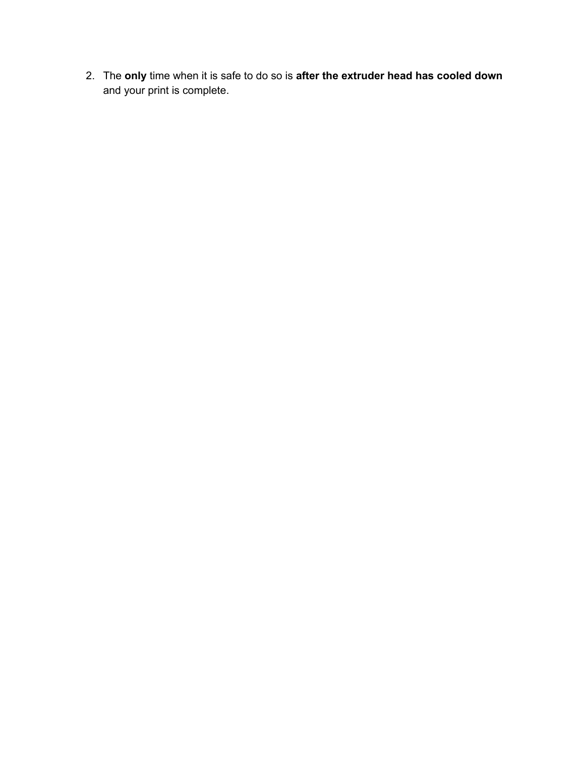2. The **only** time when it is safe to do so is **after the extruder head has cooled down** and your print is complete.